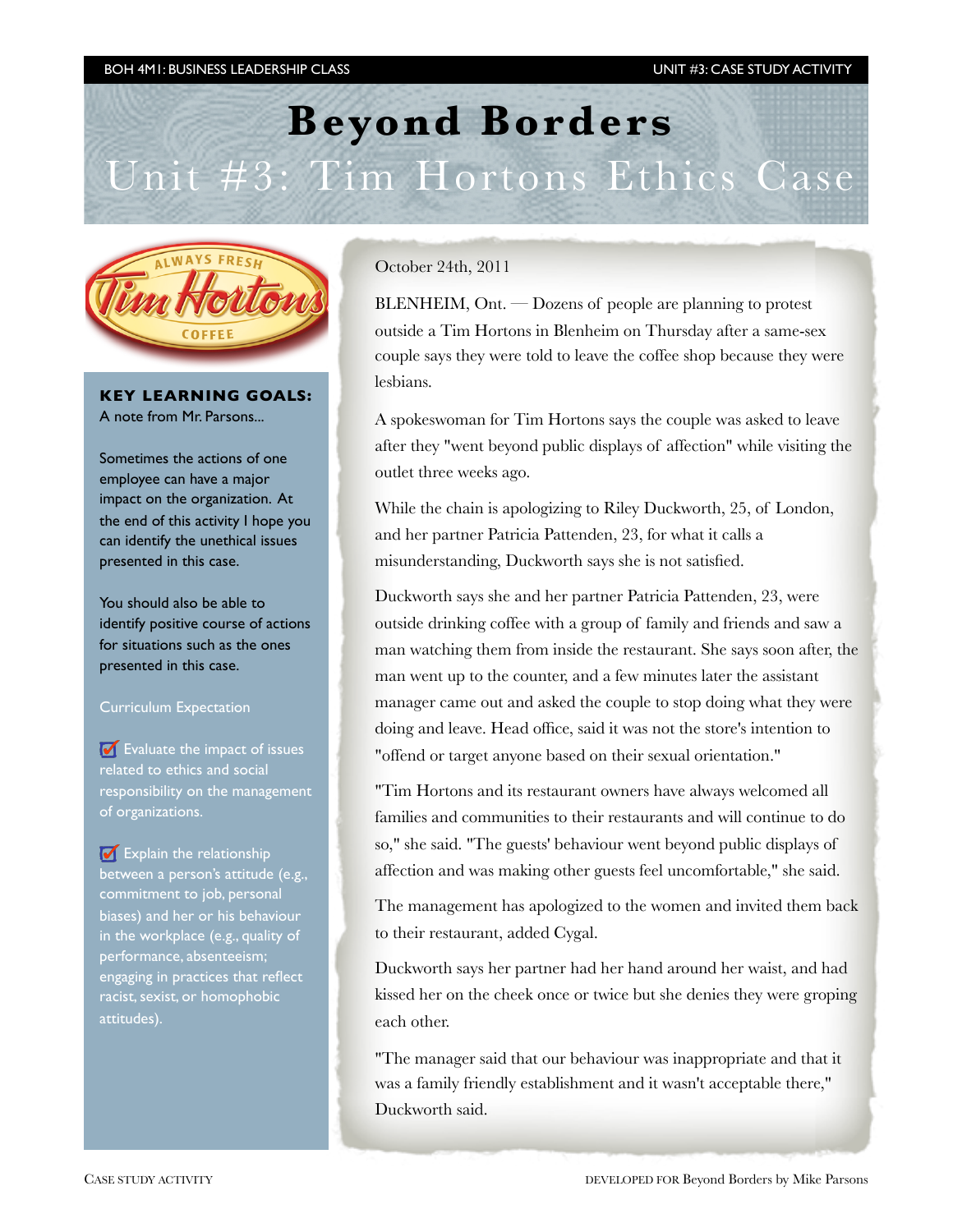# Beyond Borders

## Unit #3: Tim Hortons Ethics Case

**KEY LEARNING GOALS:**
A note from Mr. Parsons...

Sometimes the actions of one employee can have a major impact on the organization. At the end of this activity I hope you can identify the unethical issues presented in this case.

You should also be able to identify positive course of actions for situations such as the ones presented in this case.

Curriculum Expectation

- ☑ Evaluate the impact of issues related to ethics and social responsibility on the management of organizations.
- ☑ Explain the relationship between a person's attitude (e.g., commitment to job, personal biases) and her or his behaviour in the workplace (e.g., quality of performance, absenteeism; engaging in practices that reflect racist, sexist, or homophobic attitudes).

October 24th, 2011

BLENHEIM, Ont. — Dozens of people are planning to protest outside a Tim Hortons in Blenheim on Thursday after a same-sex couple says they were told to leave the coffee shop because they were lesbians.

A spokeswoman for Tim Hortons says the couple was asked to leave after they "went beyond public displays of affection" while visiting the outlet three weeks ago.

While the chain is apologizing to Riley Duckworth, 25, of London, and her partner Patricia Pattenden, 23, for what it calls a misunderstanding, Duckworth says she is not satisfied.

Duckworth says she and her partner Patricia Pattenden, 23, were outside drinking coffee with a group of family and friends and saw a man watching them from inside the restaurant. She says soon after, the man went up to the counter, and a few minutes later the assistant manager came out and asked the couple to stop doing what they were doing and leave. Head office, said it was not the store's intention to "offend or target anyone based on their sexual orientation."

"Tim Hortons and its restaurant owners have always welcomed all families and communities to their restaurants and will continue to do so," she said. "The guests' behaviour went beyond public displays of affection and was making other guests feel uncomfortable," she said.

The management has apologized to the women and invited them back to their restaurant, added Cygal.

Duckworth says her partner had her hand around her waist, and had kissed her on the cheek once or twice but she denies they were groping each other.

"The manager said that our behaviour was inappropriate and that it was a family friendly establishment and it wasn't acceptable there," Duckworth said.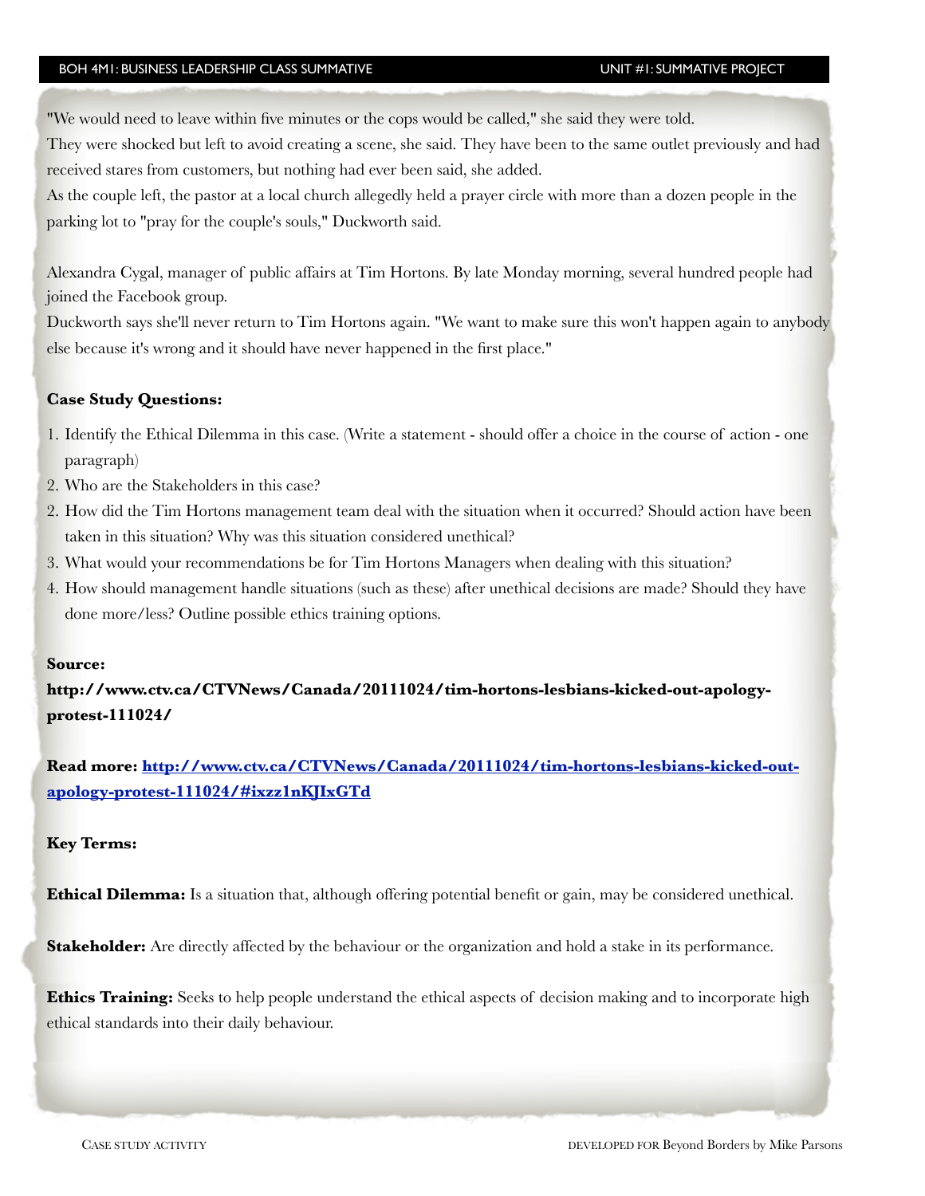"We would need to leave within five minutes or the cops would be called," she said they were told.
They were shocked but left to avoid creating a scene, she said. They have been to the same outlet previously and had received stares from customers, but nothing had ever been said, she added.
As the couple left, the pastor at a local church allegedly held a prayer circle with more than a dozen people in the parking lot to "pray for the couple's souls," Duckworth said.

Alexandra Cygal, manager of public affairs at Tim Hortons. By late Monday morning, several hundred people had joined the Facebook group.
Duckworth says she'll never return to Tim Hortons again. "We want to make sure this won't happen again to anybody else because it's wrong and it should have never happened in the first place."

**Case Study Questions:**

1. Identify the Ethical Dilemma in this case. (Write a statement - should offer a choice in the course of action - one paragraph)
2. Who are the Stakeholders in this case?
2. How did the Tim Hortons management team deal with the situation when it occurred? Should action have been taken in this situation? Why was this situation considered unethical?
3. What would your recommendations be for Tim Hortons Managers when dealing with this situation?
4. How should management handle situations (such as these) after unethical decisions are made? Should they have done more/less? Outline possible ethics training options.

**Source:**
**http://www.ctv.ca/CTVNews/Canada/20111024/tim-hortons-lesbians-kicked-out-apology-protest-111024/**

**Read more: [http://www.ctv.ca/CTVNews/Canada/20111024/tim-hortons-lesbians-kicked-out-apology-protest-111024/#ixzz1nKJIxGTd](http://www.ctv.ca/CTVNews/Canada/20111024/tim-hortons-lesbians-kicked-out-apology-protest-111024/#ixzz1nKJIxGTd)**

**Key Terms:**

**Ethical Dilemma:** Is a situation that, although offering potential benefit or gain, may be considered unethical.

**Stakeholder:** Are directly affected by the behaviour or the organization and hold a stake in its performance.

**Ethics Training:** Seeks to help people understand the ethical aspects of decision making and to incorporate high ethical standards into their daily behaviour.